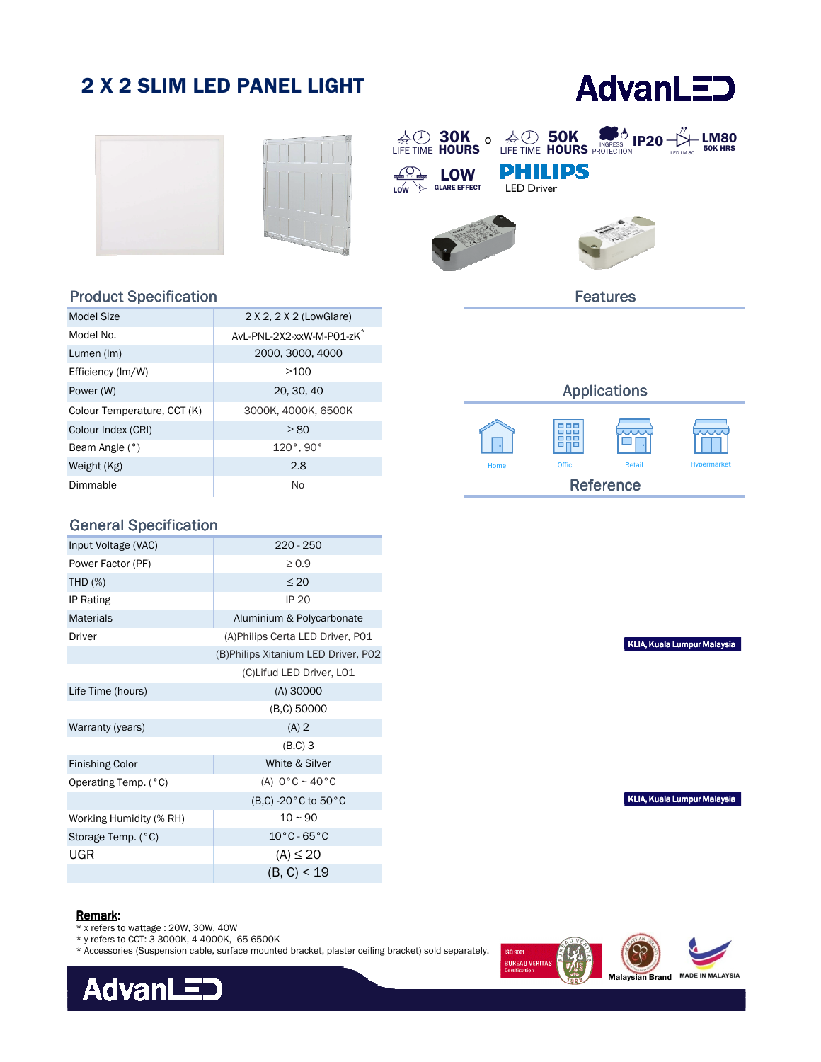# 2 X 2 SLIM LED PANEL LIGHT

AdvanLED

30K HOURS LIFE TIME o 50K HOURS LIFE TIME | INGRESS PROTECTION IP20 | LM80 50K HRS
LOW GLARE EFFECT | PHILIPS LED Driver

## Product Specification

| | |
|---|---|
| Model Size | 2 X 2, 2 X 2 (LowGlare) |
| Model No. | AvL-PNL-2X2-xxW-M-P01-zK* |
| Lumen (lm) | 2000, 3000, 4000 |
| Efficiency (lm/W) | ≥100 |
| Power (W) | 20, 30, 40 |
| Colour Temperature, CCT (K) | 3000K, 4000K, 6500K |
| Colour Index (CRI) | ≥ 80 |
| Beam Angle (°) | 120°, 90° |
| Weight (Kg) | 2.8 |
| Dimmable | No |

## General Specification

| | |
|---|---|
| Input Voltage (VAC) | 220 - 250 |
| Power Factor (PF) | ≥ 0.9 |
| THD (%) | ≤ 20 |
| IP Rating | IP 20 |
| Materials | Aluminium & Polycarbonate |
| Driver | (A)Philips Certa LED Driver, P01 |
| | (B)Philips Xitanium LED Driver, P02 |
| | (C)Lifud LED Driver, L01 |
| Life Time (hours) | (A) 30000 |
| | (B,C) 50000 |
| Warranty (years) | (A) 2 |
| | (B,C) 3 |
| Finishing Color | White & Silver |
| Operating Temp. (°C) | (A) 0°C ~ 40°C |
| | (B,C) -20°C to 50°C |
| Working Humidity (% RH) | 10 ~ 90 |
| Storage Temp. (°C) | 10°C - 65°C |
| UGR | (A) ≤ 20 |
| | (B, C) < 19 |

## Features

## Applications

Home | Offic | Retail | Hypermarket

## Reference

KLIA, Kuala Lumpur Malaysia

KLIA, Kuala Lumpur Malaysia

**Remark:**
* x refers to wattage : 20W, 30W, 40W
* y refers to CCT: 3-3000K, 4-4000K, 65-6500K
* Accessories (Suspension cable, surface mounted bracket, plaster ceiling bracket) sold separately.

ISO 9001 BUREAU VERITAS Certification | Malaysian Brand | MADE IN MALAYSIA

AdvanLED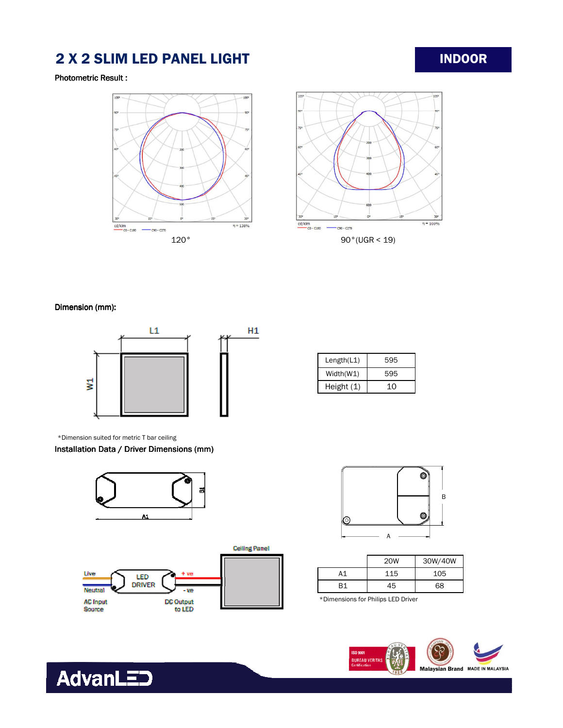# 2 X 2 SLIM LED PANEL LIGHT

INDOOR

Photometric Result :

cd/klm
C0 - C180
C90 - C270
η = 138%

120°

cd/klm
C0 - C180
C90 - C270
η = 100%

90°(UGR < 19)

Dimension (mm):

L1
H1
W1

| | |
|---|---|
| Length(L1) | 595 |
| Width(W1) | 595 |
| Height (1) | 10 |

*Dimension suited for metric T bar ceiling

Installation Data / Driver Dimensions (mm)

A1
B1
B
A

Ceiling Panel
Live
Neutral
AC Input Source
LED DRIVER
+ ve
- ve
DC Output to LED

| | 20W | 30W/40W |
|---|---|---|
| A1 | 115 | 105 |
| B1 | 45 | 68 |

*Dimensions for Philips LED Driver

ISO 9001 BUREAU VERITAS Certification

Malaysian Brand

MADE IN MALAYSIA

AdvanLED